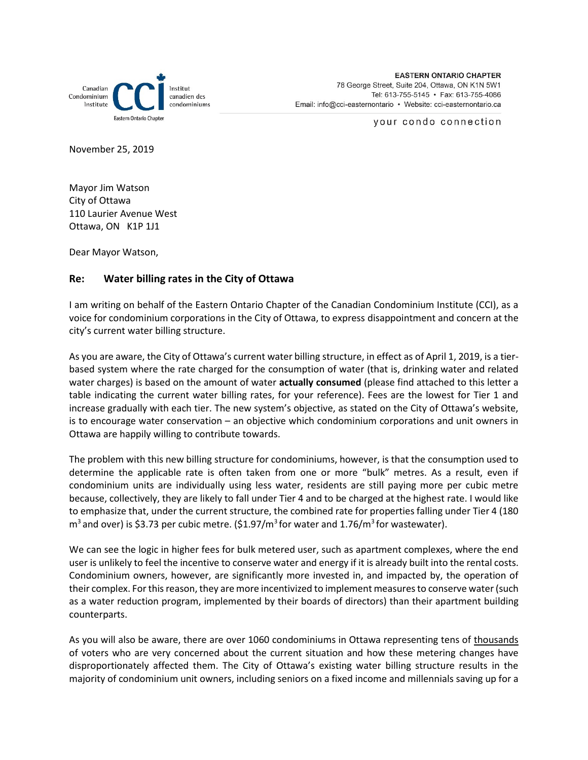**EASTERN ONTARIO CHAPTER**
78 George Street, Suite 204, Ottawa, ON K1N 5W1
Tel: 613-755-5145 • Fax: 613-755-4086
Email: info@cci-easternontario • Website: cci-easternontario.ca

your condo connection

November 25, 2019

Mayor Jim Watson
City of Ottawa
110 Laurier Avenue West
Ottawa, ON K1P 1J1

Dear Mayor Watson,

**Re: Water billing rates in the City of Ottawa**

I am writing on behalf of the Eastern Ontario Chapter of the Canadian Condominium Institute (CCI), as a voice for condominium corporations in the City of Ottawa, to express disappointment and concern at the city's current water billing structure.

As you are aware, the City of Ottawa's current water billing structure, in effect as of April 1, 2019, is a tier-based system where the rate charged for the consumption of water (that is, drinking water and related water charges) is based on the amount of water **actually consumed** (please find attached to this letter a table indicating the current water billing rates, for your reference). Fees are the lowest for Tier 1 and increase gradually with each tier. The new system's objective, as stated on the City of Ottawa's website, is to encourage water conservation – an objective which condominium corporations and unit owners in Ottawa are happily willing to contribute towards.

The problem with this new billing structure for condominiums, however, is that the consumption used to determine the applicable rate is often taken from one or more "bulk" metres. As a result, even if condominium units are individually using less water, residents are still paying more per cubic metre because, collectively, they are likely to fall under Tier 4 and to be charged at the highest rate. I would like to emphasize that, under the current structure, the combined rate for properties falling under Tier 4 (180 $m^3$ and over) is \$3.73 per cubic metre. (\$1.97/$m^3$ for water and 1.76/$m^3$ for wastewater).

We can see the logic in higher fees for bulk metered user, such as apartment complexes, where the end user is unlikely to feel the incentive to conserve water and energy if it is already built into the rental costs. Condominium owners, however, are significantly more invested in, and impacted by, the operation of their complex. For this reason, they are more incentivized to implement measures to conserve water (such as a water reduction program, implemented by their boards of directors) than their apartment building counterparts.

As you will also be aware, there are over 1060 condominiums in Ottawa representing tens of <u>thousands</u> of voters who are very concerned about the current situation and how these metering changes have disproportionately affected them. The City of Ottawa's existing water billing structure results in the majority of condominium unit owners, including seniors on a fixed income and millennials saving up for a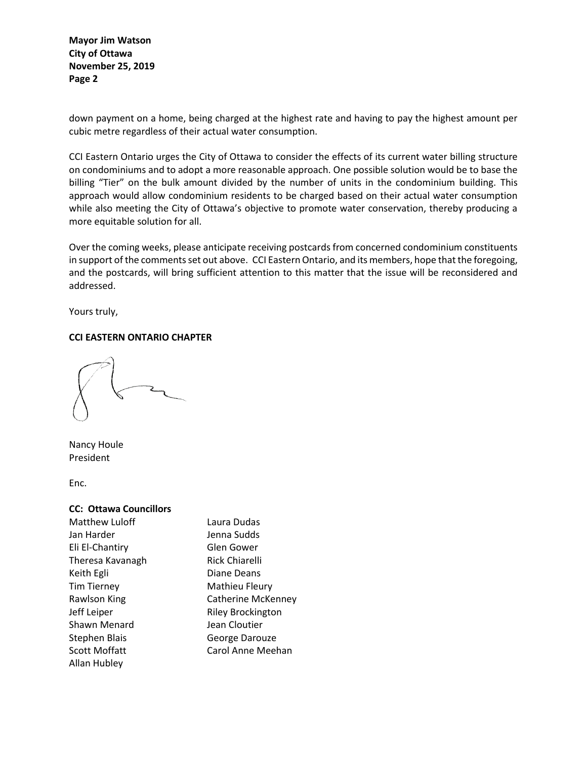down payment on a home, being charged at the highest rate and having to pay the highest amount per cubic metre regardless of their actual water consumption.

CCI Eastern Ontario urges the City of Ottawa to consider the effects of its current water billing structure on condominiums and to adopt a more reasonable approach. One possible solution would be to base the billing "Tier" on the bulk amount divided by the number of units in the condominium building. This approach would allow condominium residents to be charged based on their actual water consumption while also meeting the City of Ottawa's objective to promote water conservation, thereby producing a more equitable solution for all.

Over the coming weeks, please anticipate receiving postcards from concerned condominium constituents in support of the comments set out above. CCI Eastern Ontario, and its members, hope that the foregoing, and the postcards, will bring sufficient attention to this matter that the issue will be reconsidered and addressed.

Yours truly,

**CCI EASTERN ONTARIO CHAPTER**

Nancy Houle
President

Enc.

**CC: Ottawa Councillors**

Matthew Luloff
Jan Harder
Eli El-Chantiry
Theresa Kavanagh
Keith Egli
Tim Tierney
Rawlson King
Jeff Leiper
Shawn Menard
Stephen Blais
Scott Moffatt
Allan Hubley
Laura Dudas
Jenna Sudds
Glen Gower
Rick Chiarelli
Diane Deans
Mathieu Fleury
Catherine McKenney
Riley Brockington
Jean Cloutier
George Darouze
Carol Anne Meehan